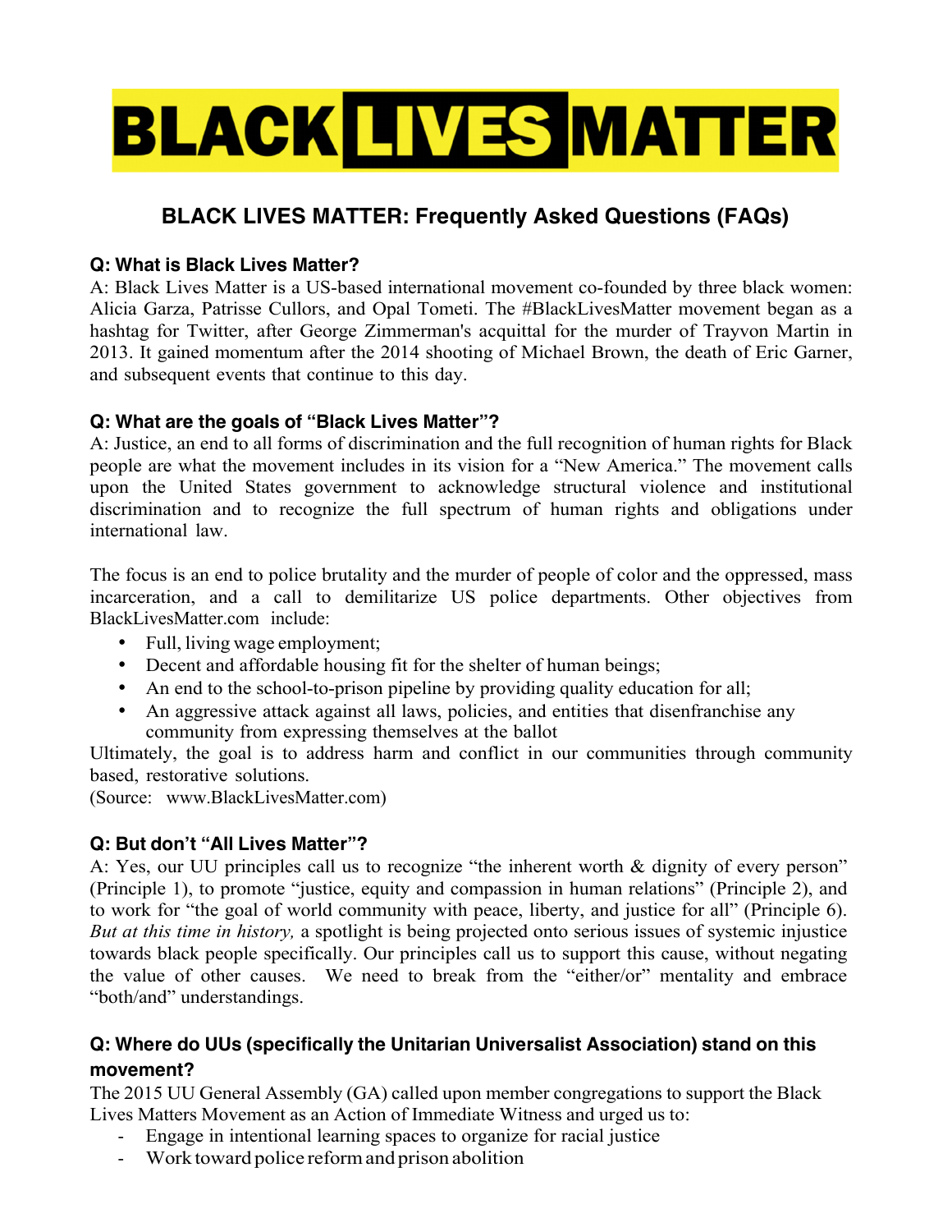# BLACK LIVES MATTER

## BLACK LIVES MATTER: Frequently Asked Questions (FAQs)

### Q: What is Black Lives Matter?

A: Black Lives Matter is a US-based international movement co-founded by three black women: Alicia Garza, Patrisse Cullors, and Opal Tometi. The #BlackLivesMatter movement began as a hashtag for Twitter, after George Zimmerman's acquittal for the murder of Trayvon Martin in 2013. It gained momentum after the 2014 shooting of Michael Brown, the death of Eric Garner, and subsequent events that continue to this day.

### Q: What are the goals of "Black Lives Matter"?

A: Justice, an end to all forms of discrimination and the full recognition of human rights for Black people are what the movement includes in its vision for a "New America." The movement calls upon the United States government to acknowledge structural violence and institutional discrimination and to recognize the full spectrum of human rights and obligations under international law.

The focus is an end to police brutality and the murder of people of color and the oppressed, mass incarceration, and a call to demilitarize US police departments. Other objectives from BlackLivesMatter.com include:

- Full, living wage employment;
- Decent and affordable housing fit for the shelter of human beings;
- An end to the school-to-prison pipeline by providing quality education for all;
- An aggressive attack against all laws, policies, and entities that disenfranchise any community from expressing themselves at the ballot

Ultimately, the goal is to address harm and conflict in our communities through community based, restorative solutions.
(Source: www.BlackLivesMatter.com)

### Q: But don't "All Lives Matter"?

A: Yes, our UU principles call us to recognize "the inherent worth & dignity of every person" (Principle 1), to promote "justice, equity and compassion in human relations" (Principle 2), and to work for "the goal of world community with peace, liberty, and justice for all" (Principle 6). *But at this time in history,* a spotlight is being projected onto serious issues of systemic injustice towards black people specifically. Our principles call us to support this cause, without negating the value of other causes. We need to break from the "either/or" mentality and embrace "both/and" understandings.

### Q: Where do UUs (specifically the Unitarian Universalist Association) stand on this movement?

The 2015 UU General Assembly (GA) called upon member congregations to support the Black Lives Matters Movement as an Action of Immediate Witness and urged us to:

- Engage in intentional learning spaces to organize for racial justice
- Work toward police reform and prison abolition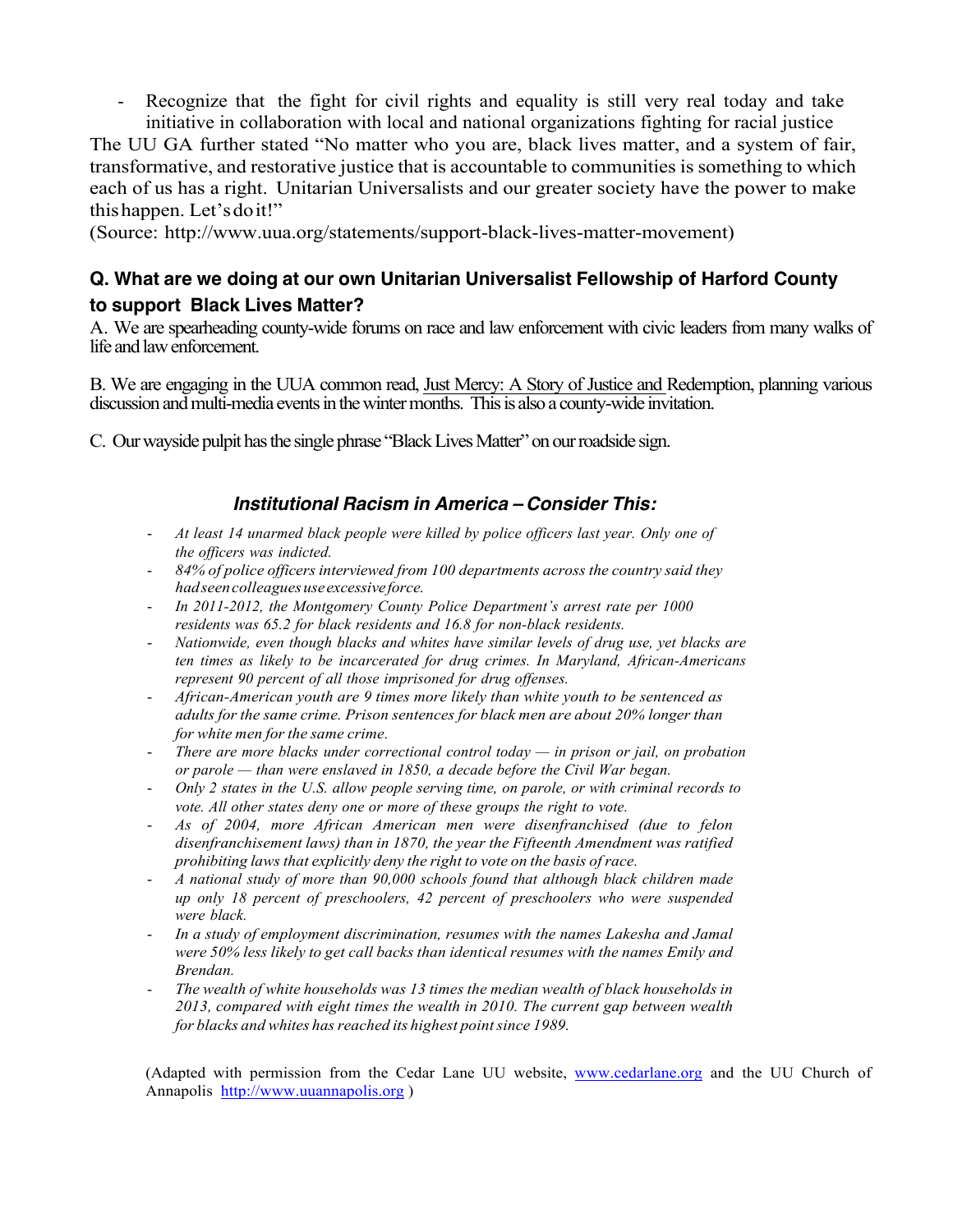- Recognize that the fight for civil rights and equality is still very real today and take initiative in collaboration with local and national organizations fighting for racial justice

The UU GA further stated "No matter who you are, black lives matter, and a system of fair, transformative, and restorative justice that is accountable to communities is something to which each of us has a right. Unitarian Universalists and our greater society have the power to make this happen. Let's do it!"

(Source: http://www.uua.org/statements/support-black-lives-matter-movement)

### Q. What are we doing at our own Unitarian Universalist Fellowship of Harford County to support Black Lives Matter?

A. We are spearheading county-wide forums on race and law enforcement with civic leaders from many walks of life and law enforcement.

B. We are engaging in the UUA common read, Just Mercy: A Story of Justice and Redemption, planning various discussion and multi-media events in the winter months. This is also a county-wide invitation.

C. Our wayside pulpit has the single phrase "Black Lives Matter" on our roadside sign.

### *Institutional Racism in America – Consider This:*

- *At least 14 unarmed black people were killed by police officers last year. Only one of the officers was indicted.*
- *84% of police officers interviewed from 100 departments across the country said they had seen colleagues use excessive force.*
- *In 2011-2012, the Montgomery County Police Department's arrest rate per 1000 residents was 65.2 for black residents and 16.8 for non-black residents.*
- *Nationwide, even though blacks and whites have similar levels of drug use, yet blacks are ten times as likely to be incarcerated for drug crimes. In Maryland, African-Americans represent 90 percent of all those imprisoned for drug offenses.*
- *African-American youth are 9 times more likely than white youth to be sentenced as adults for the same crime. Prison sentences for black men are about 20% longer than for white men for the same crime.*
- *There are more blacks under correctional control today — in prison or jail, on probation or parole — than were enslaved in 1850, a decade before the Civil War began.*
- *Only 2 states in the U.S. allow people serving time, on parole, or with criminal records to vote. All other states deny one or more of these groups the right to vote.*
- *As of 2004, more African American men were disenfranchised (due to felon disenfranchisement laws) than in 1870, the year the Fifteenth Amendment was ratified prohibiting laws that explicitly deny the right to vote on the basis of race.*
- *A national study of more than 90,000 schools found that although black children made up only 18 percent of preschoolers, 42 percent of preschoolers who were suspended were black.*
- *In a study of employment discrimination, resumes with the names Lakesha and Jamal were 50% less likely to get call backs than identical resumes with the names Emily and Brendan.*
- *The wealth of white households was 13 times the median wealth of black households in 2013, compared with eight times the wealth in 2010. The current gap between wealth for blacks and whites has reached its highest point since 1989.*

(Adapted with permission from the Cedar Lane UU website, www.cedarlane.org and the UU Church of Annapolis http://www.uuannapolis.org )